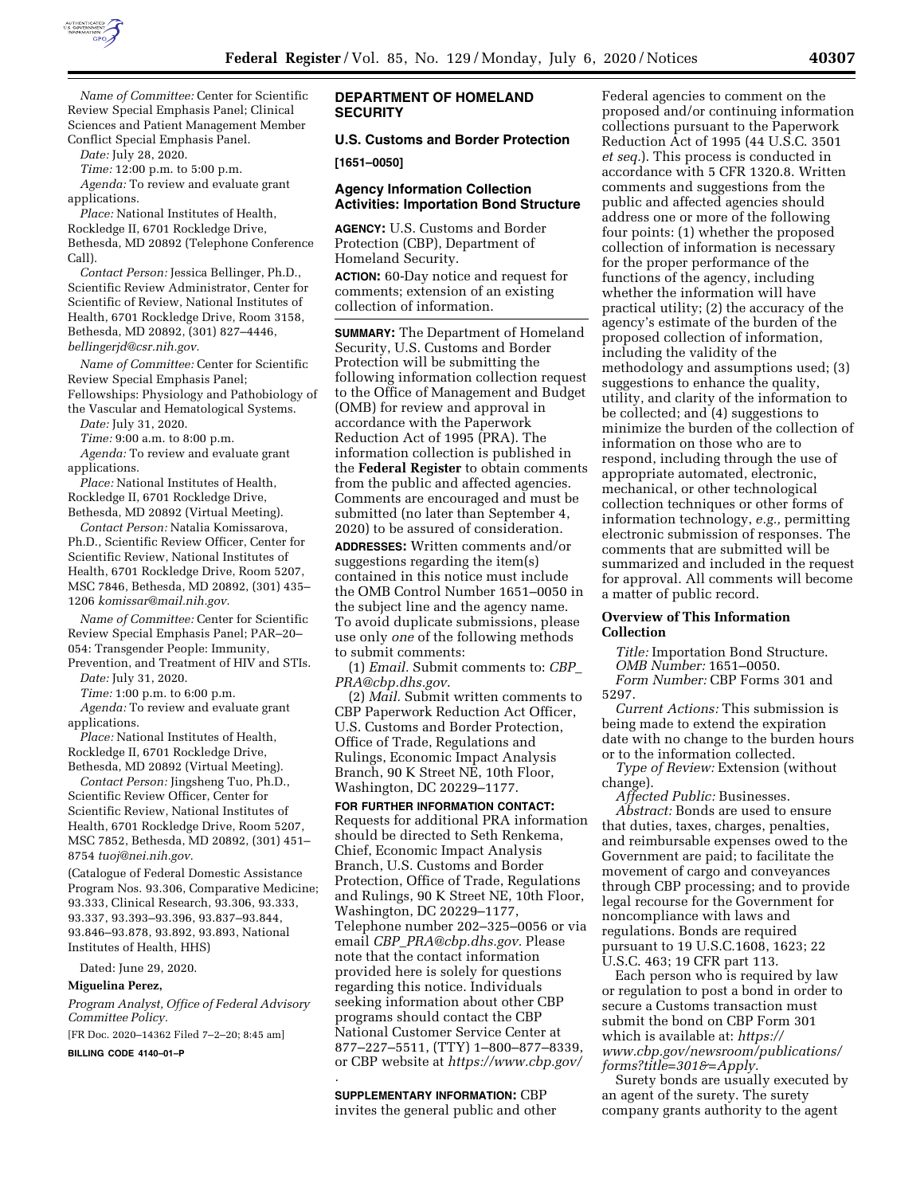*Name of Committee:* Center for Scientific Review Special Emphasis Panel; Clinical Sciences and Patient Management Member Conflict Special Emphasis Panel.

*Date:* July 28, 2020.

*Time:* 12:00 p.m. to 5:00 p.m.

*Agenda:* To review and evaluate grant applications.

*Place:* National Institutes of Health, Rockledge II, 6701 Rockledge Drive, Bethesda, MD 20892 (Telephone Conference Call).

*Contact Person:* Jessica Bellinger, Ph.D., Scientific Review Administrator, Center for Scientific of Review, National Institutes of Health, 6701 Rockledge Drive, Room 3158, Bethesda, MD 20892, (301) 827–4446, *bellingerjd@csr.nih.gov.*

*Name of Committee:* Center for Scientific Review Special Emphasis Panel; Fellowships: Physiology and Pathobiology of the Vascular and Hematological Systems.

*Date:* July 31, 2020.

*Time:* 9:00 a.m. to 8:00 p.m.

*Agenda:* To review and evaluate grant applications.

*Place:* National Institutes of Health, Rockledge II, 6701 Rockledge Drive, Bethesda, MD 20892 (Virtual Meeting).

*Contact Person:* Natalia Komissarova, Ph.D., Scientific Review Officer, Center for Scientific Review, National Institutes of Health, 6701 Rockledge Drive, Room 5207, MSC 7846, Bethesda, MD 20892, (301) 435–1206 *komissar@mail.nih.gov.*

*Name of Committee:* Center for Scientific Review Special Emphasis Panel; PAR–20–054: Transgender People: Immunity, Prevention, and Treatment of HIV and STIs.

*Date:* July 31, 2020.

*Time:* 1:00 p.m. to 6:00 p.m.

*Agenda:* To review and evaluate grant applications.

*Place:* National Institutes of Health, Rockledge II, 6701 Rockledge Drive, Bethesda, MD 20892 (Virtual Meeting).

*Contact Person:* Jingsheng Tuo, Ph.D., Scientific Review Officer, Center for Scientific Review, National Institutes of Health, 6701 Rockledge Drive, Room 5207, MSC 7852, Bethesda, MD 20892, (301) 451–8754 *tuoj@nei.nih.gov.*

(Catalogue of Federal Domestic Assistance Program Nos. 93.306, Comparative Medicine; 93.333, Clinical Research, 93.306, 93.333, 93.337, 93.393–93.396, 93.837–93.844, 93.846–93.878, 93.892, 93.893, National Institutes of Health, HHS)

Dated: June 29, 2020.

**Miguelina Perez,**

*Program Analyst, Office of Federal Advisory Committee Policy.*

[FR Doc. 2020–14362 Filed 7–2–20; 8:45 am]

**BILLING CODE 4140–01–P**

## DEPARTMENT OF HOMELAND SECURITY

### U.S. Customs and Border Protection

**[1651–0050]**

### Agency Information Collection Activities: Importation Bond Structure

**AGENCY:** U.S. Customs and Border Protection (CBP), Department of Homeland Security.

**ACTION:** 60-Day notice and request for comments; extension of an existing collection of information.

**SUMMARY:** The Department of Homeland Security, U.S. Customs and Border Protection will be submitting the following information collection request to the Office of Management and Budget (OMB) for review and approval in accordance with the Paperwork Reduction Act of 1995 (PRA). The information collection is published in the **Federal Register** to obtain comments from the public and affected agencies. Comments are encouraged and must be submitted (no later than September 4, 2020) to be assured of consideration.

**ADDRESSES:** Written comments and/or suggestions regarding the item(s) contained in this notice must include the OMB Control Number 1651–0050 in the subject line and the agency name. To avoid duplicate submissions, please use only *one* of the following methods to submit comments:

(1) *Email.* Submit comments to: *CBP_PRA@cbp.dhs.gov*.

(2) *Mail.* Submit written comments to CBP Paperwork Reduction Act Officer, U.S. Customs and Border Protection, Office of Trade, Regulations and Rulings, Economic Impact Analysis Branch, 90 K Street NE, 10th Floor, Washington, DC 20229–1177.

**FOR FURTHER INFORMATION CONTACT:** Requests for additional PRA information should be directed to Seth Renkema, Chief, Economic Impact Analysis Branch, U.S. Customs and Border Protection, Office of Trade, Regulations and Rulings, 90 K Street NE, 10th Floor, Washington, DC 20229–1177, Telephone number 202–325–0056 or via email *CBP_PRA@cbp.dhs.gov*. Please note that the contact information provided here is solely for questions regarding this notice. Individuals seeking information about other CBP programs should contact the CBP National Customer Service Center at 877–227–5511, (TTY) 1–800–877–8339, or CBP website at *https://www.cbp.gov/*.

**SUPPLEMENTARY INFORMATION:** CBP invites the general public and other Federal agencies to comment on the proposed and/or continuing information collections pursuant to the Paperwork Reduction Act of 1995 (44 U.S.C. 3501 *et seq.*). This process is conducted in accordance with 5 CFR 1320.8. Written comments and suggestions from the public and affected agencies should address one or more of the following four points: (1) whether the proposed collection of information is necessary for the proper performance of the functions of the agency, including whether the information will have practical utility; (2) the accuracy of the agency's estimate of the burden of the proposed collection of information, including the validity of the methodology and assumptions used; (3) suggestions to enhance the quality, utility, and clarity of the information to be collected; and (4) suggestions to minimize the burden of the collection of information on those who are to respond, including through the use of appropriate automated, electronic, mechanical, or other technological collection techniques or other forms of information technology, *e.g.,* permitting electronic submission of responses. The comments that are submitted will be summarized and included in the request for approval. All comments will become a matter of public record.

### Overview of This Information Collection

*Title:* Importation Bond Structure.

*OMB Number:* 1651–0050.

*Form Number:* CBP Forms 301 and 5297.

*Current Actions:* This submission is being made to extend the expiration date with no change to the burden hours or to the information collected.

*Type of Review:* Extension (without change).

*Affected Public:* Businesses.

*Abstract:* Bonds are used to ensure that duties, taxes, charges, penalties, and reimbursable expenses owed to the Government are paid; to facilitate the movement of cargo and conveyances through CBP processing; and to provide legal recourse for the Government for noncompliance with laws and regulations. Bonds are required pursuant to 19 U.S.C.1608, 1623; 22 U.S.C. 463; 19 CFR part 113.

Each person who is required by law or regulation to post a bond in order to secure a Customs transaction must submit the bond on CBP Form 301 which is available at: *https://www.cbp.gov/newsroom/publications/forms?title=301&=Apply.*

Surety bonds are usually executed by an agent of the surety. The surety company grants authority to the agent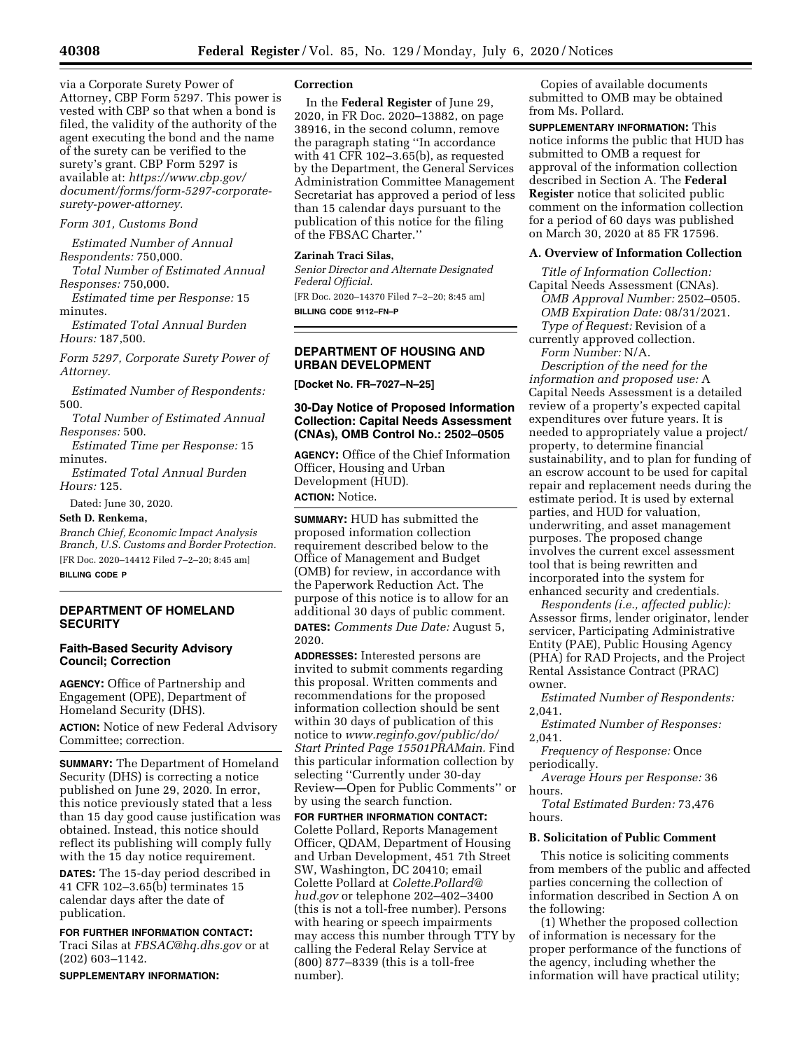via a Corporate Surety Power of Attorney, CBP Form 5297. This power is vested with CBP so that when a bond is filed, the validity of the authority of the agent executing the bond and the name of the surety can be verified to the surety's grant. CBP Form 5297 is available at: *https://www.cbp.gov/document/forms/form-5297-corporate-surety-power-attorney.*

*Form 301, Customs Bond*

*Estimated Number of Annual Respondents:* 750,000.

*Total Number of Estimated Annual Responses:* 750,000.

*Estimated time per Response:* 15 minutes.

*Estimated Total Annual Burden Hours:* 187,500.

*Form 5297, Corporate Surety Power of Attorney.*

*Estimated Number of Respondents:* 500.

*Total Number of Estimated Annual Responses:* 500.

*Estimated Time per Response:* 15 minutes.

*Estimated Total Annual Burden Hours:* 125.

Dated: June 30, 2020.

**Seth D. Renkema,**

*Branch Chief, Economic Impact Analysis Branch, U.S. Customs and Border Protection.*

[FR Doc. 2020–14412 Filed 7–2–20; 8:45 am]

**BILLING CODE P**

## DEPARTMENT OF HOMELAND SECURITY

### Faith-Based Security Advisory Council; Correction

**AGENCY:** Office of Partnership and Engagement (OPE), Department of Homeland Security (DHS).

**ACTION:** Notice of new Federal Advisory Committee; correction.

**SUMMARY:** The Department of Homeland Security (DHS) is correcting a notice published on June 29, 2020. In error, this notice previously stated that a less than 15 day good cause justification was obtained. Instead, this notice should reflect its publishing will comply fully with the 15 day notice requirement.

**DATES:** The 15-day period described in 41 CFR 102–3.65(b) terminates 15 calendar days after the date of publication.

**FOR FURTHER INFORMATION CONTACT:** Traci Silas at *FBSAC@hq.dhs.gov* or at (202) 603–1142.

**SUPPLEMENTARY INFORMATION:**

#### Correction

In the **Federal Register** of June 29, 2020, in FR Doc. 2020–13882, on page 38916, in the second column, remove the paragraph stating "In accordance with 41 CFR 102–3.65(b), as requested by the Department, the General Services Administration Committee Management Secretariat has approved a period of less than 15 calendar days pursuant to the publication of this notice for the filing of the FBSAC Charter."

**Zarinah Traci Silas,**

*Senior Director and Alternate Designated Federal Official.*

[FR Doc. 2020–14370 Filed 7–2–20; 8:45 am]

**BILLING CODE 9112–FN–P**

## DEPARTMENT OF HOUSING AND URBAN DEVELOPMENT

**[Docket No. FR–7027–N–25]**

### 30-Day Notice of Proposed Information Collection: Capital Needs Assessment (CNAs), OMB Control No.: 2502–0505

**AGENCY:** Office of the Chief Information Officer, Housing and Urban Development (HUD).

**ACTION:** Notice.

**SUMMARY:** HUD has submitted the proposed information collection requirement described below to the Office of Management and Budget (OMB) for review, in accordance with the Paperwork Reduction Act. The purpose of this notice is to allow for an additional 30 days of public comment.

**DATES:** *Comments Due Date:* August 5, 2020.

**ADDRESSES:** Interested persons are invited to submit comments regarding this proposal. Written comments and recommendations for the proposed information collection should be sent within 30 days of publication of this notice to *www.reginfo.gov/public/do/ Start Printed Page 15501PRAMain.* Find this particular information collection by selecting "Currently under 30-day Review—Open for Public Comments" or by using the search function.

**FOR FURTHER INFORMATION CONTACT:** Colette Pollard, Reports Management Officer, QDAM, Department of Housing and Urban Development, 451 7th Street SW, Washington, DC 20410; email Colette Pollard at *Colette.Pollard@hud.gov* or telephone 202–402–3400 (this is not a toll-free number). Persons with hearing or speech impairments may access this number through TTY by calling the Federal Relay Service at (800) 877–8339 (this is a toll-free number).

Copies of available documents submitted to OMB may be obtained from Ms. Pollard.

**SUPPLEMENTARY INFORMATION:** This notice informs the public that HUD has submitted to OMB a request for approval of the information collection described in Section A. The **Federal Register** notice that solicited public comment on the information collection for a period of 60 days was published on March 30, 2020 at 85 FR 17596.

#### A. Overview of Information Collection

*Title of Information Collection:* Capital Needs Assessment (CNAs).

*OMB Approval Number:* 2502–0505.

*OMB Expiration Date:* 08/31/2021.

*Type of Request:* Revision of a currently approved collection.

*Form Number:* N/A.

*Description of the need for the information and proposed use:* A Capital Needs Assessment is a detailed review of a property's expected capital expenditures over future years. It is needed to appropriately value a project/property, to determine financial sustainability, and to plan for funding of an escrow account to be used for capital repair and replacement needs during the estimate period. It is used by external parties, and HUD for valuation, underwriting, and asset management purposes. The proposed change involves the current excel assessment tool that is being rewritten and incorporated into the system for enhanced security and credentials.

*Respondents (i.e., affected public):* Assessor firms, lender originator, lender servicer, Participating Administrative Entity (PAE), Public Housing Agency (PHA) for RAD Projects, and the Project Rental Assistance Contract (PRAC) owner.

*Estimated Number of Respondents:* 2,041.

*Estimated Number of Responses:* 2,041.

*Frequency of Response:* Once periodically.

*Average Hours per Response:* 36 hours.

*Total Estimated Burden:* 73,476 hours.

#### B. Solicitation of Public Comment

This notice is soliciting comments from members of the public and affected parties concerning the collection of information described in Section A on the following:

(1) Whether the proposed collection of information is necessary for the proper performance of the functions of the agency, including whether the information will have practical utility;